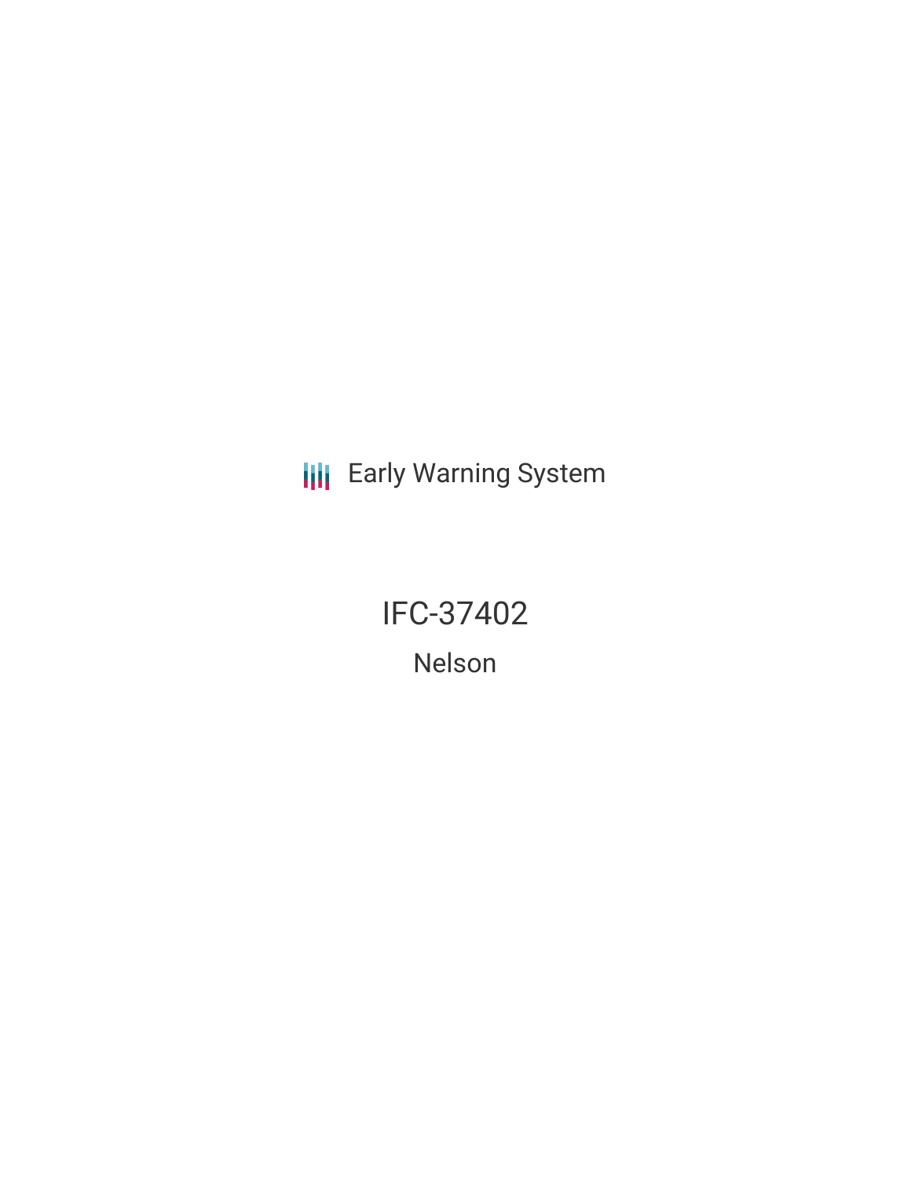Early Warning System

# IFC-37402

## Nelson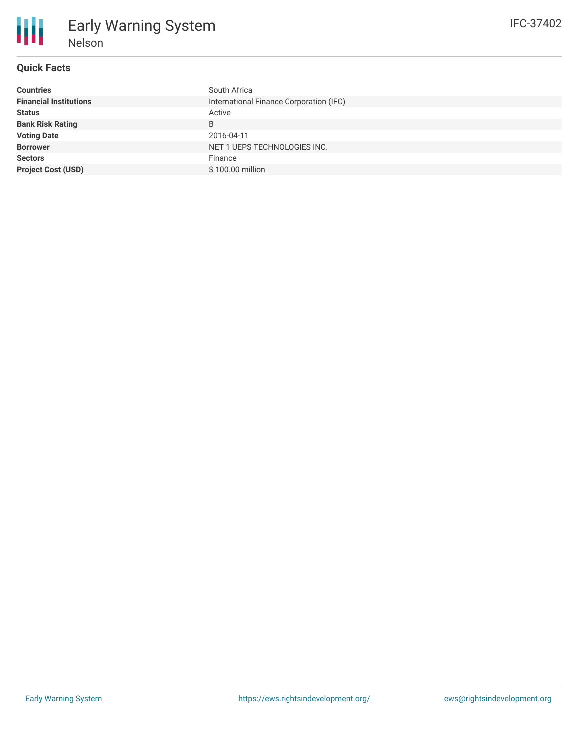# Early Warning System

## Nelson

IFC-37402

### Quick Facts

| | |
|---|---|
| **Countries** | South Africa |
| **Financial Institutions** | International Finance Corporation (IFC) |
| **Status** | Active |
| **Bank Risk Rating** | B |
| **Voting Date** | 2016-04-11 |
| **Borrower** | NET 1 UEPS TECHNOLOGIES INC. |
| **Sectors** | Finance |
| **Project Cost (USD)** | $ 100.00 million |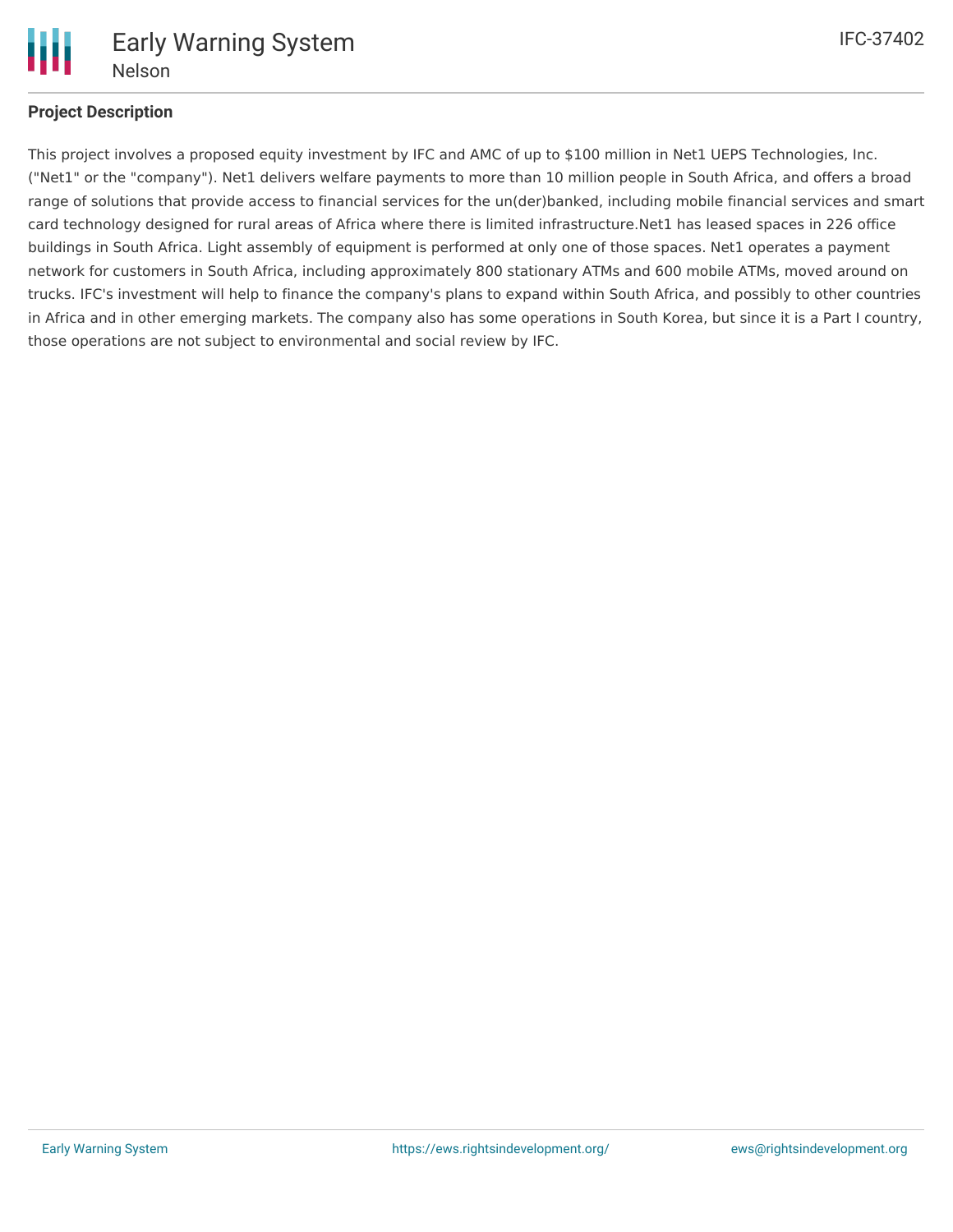### Project Description

This project involves a proposed equity investment by IFC and AMC of up to $100 million in Net1 UEPS Technologies, Inc. ("Net1" or the "company"). Net1 delivers welfare payments to more than 10 million people in South Africa, and offers a broad range of solutions that provide access to financial services for the un(der)banked, including mobile financial services and smart card technology designed for rural areas of Africa where there is limited infrastructure.Net1 has leased spaces in 226 office buildings in South Africa. Light assembly of equipment is performed at only one of those spaces. Net1 operates a payment network for customers in South Africa, including approximately 800 stationary ATMs and 600 mobile ATMs, moved around on trucks. IFC's investment will help to finance the company's plans to expand within South Africa, and possibly to other countries in Africa and in other emerging markets. The company also has some operations in South Korea, but since it is a Part I country, those operations are not subject to environmental and social review by IFC.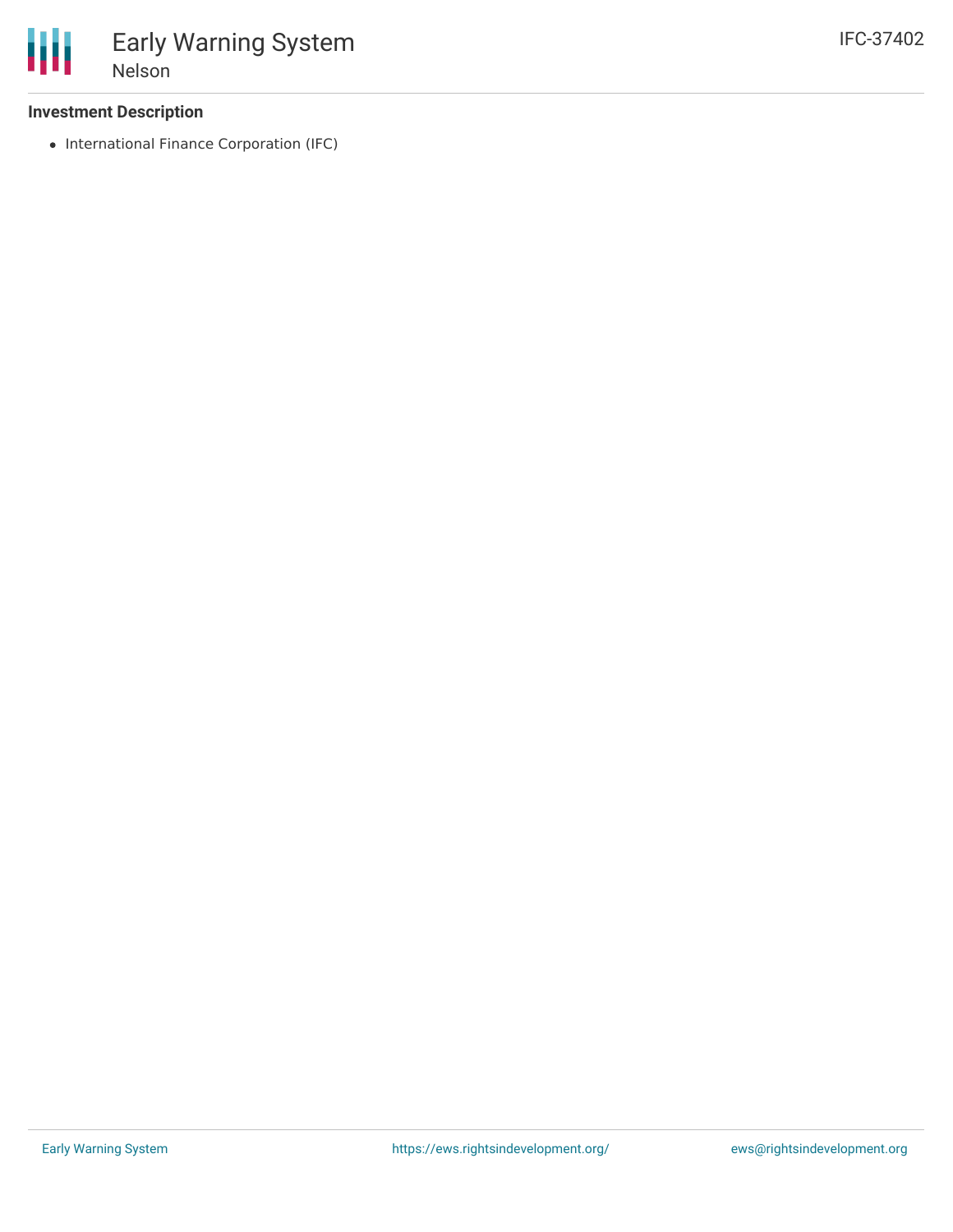### Investment Description

- International Finance Corporation (IFC)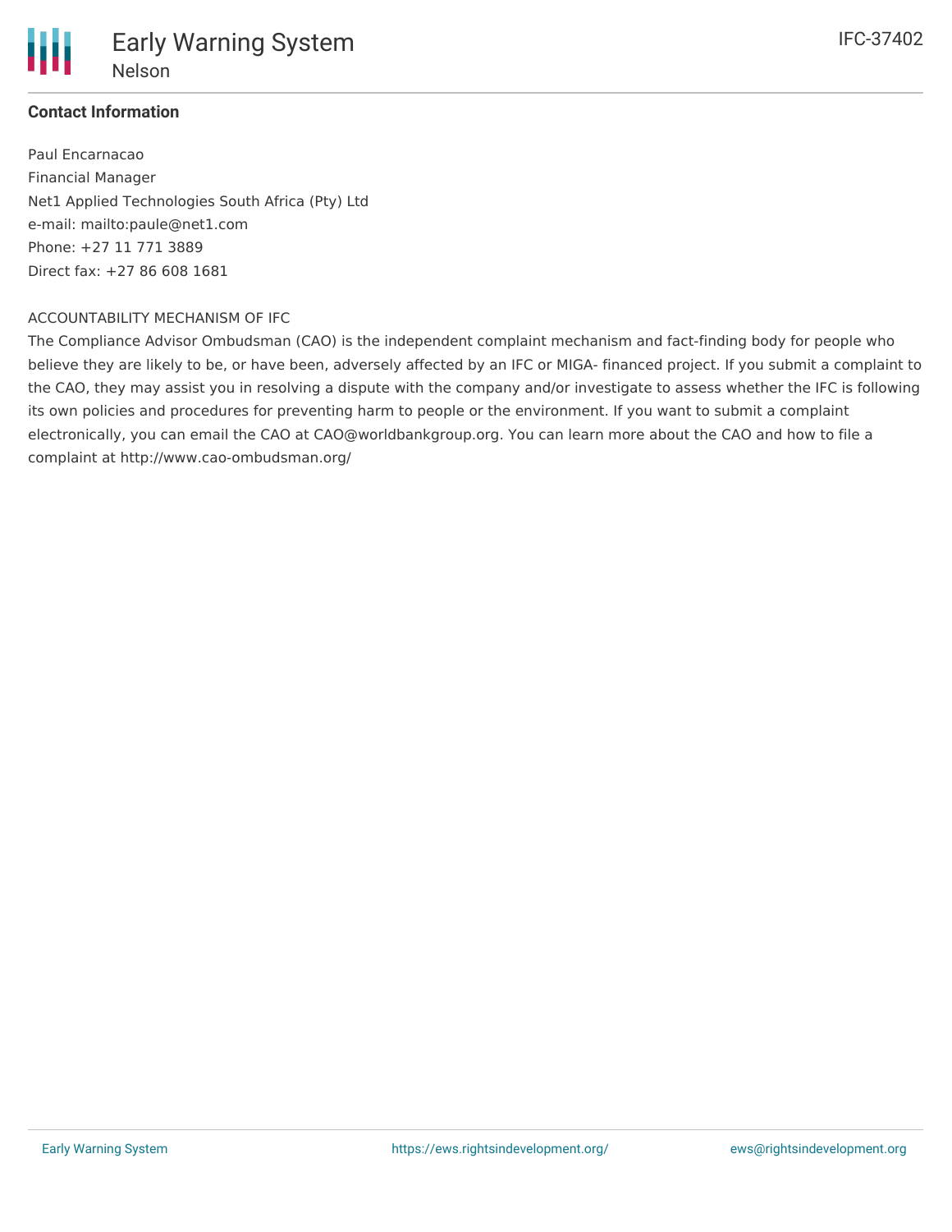**Contact Information**

Paul Encarnacao
Financial Manager
Net1 Applied Technologies South Africa (Pty) Ltd
e-mail: mailto:paule@net1.com
Phone: +27 11 771 3889
Direct fax: +27 86 608 1681

ACCOUNTABILITY MECHANISM OF IFC

The Compliance Advisor Ombudsman (CAO) is the independent complaint mechanism and fact-finding body for people who believe they are likely to be, or have been, adversely affected by an IFC or MIGA- financed project. If you submit a complaint to the CAO, they may assist you in resolving a dispute with the company and/or investigate to assess whether the IFC is following its own policies and procedures for preventing harm to people or the environment. If you want to submit a complaint electronically, you can email the CAO at CAO@worldbankgroup.org. You can learn more about the CAO and how to file a complaint at http://www.cao-ombudsman.org/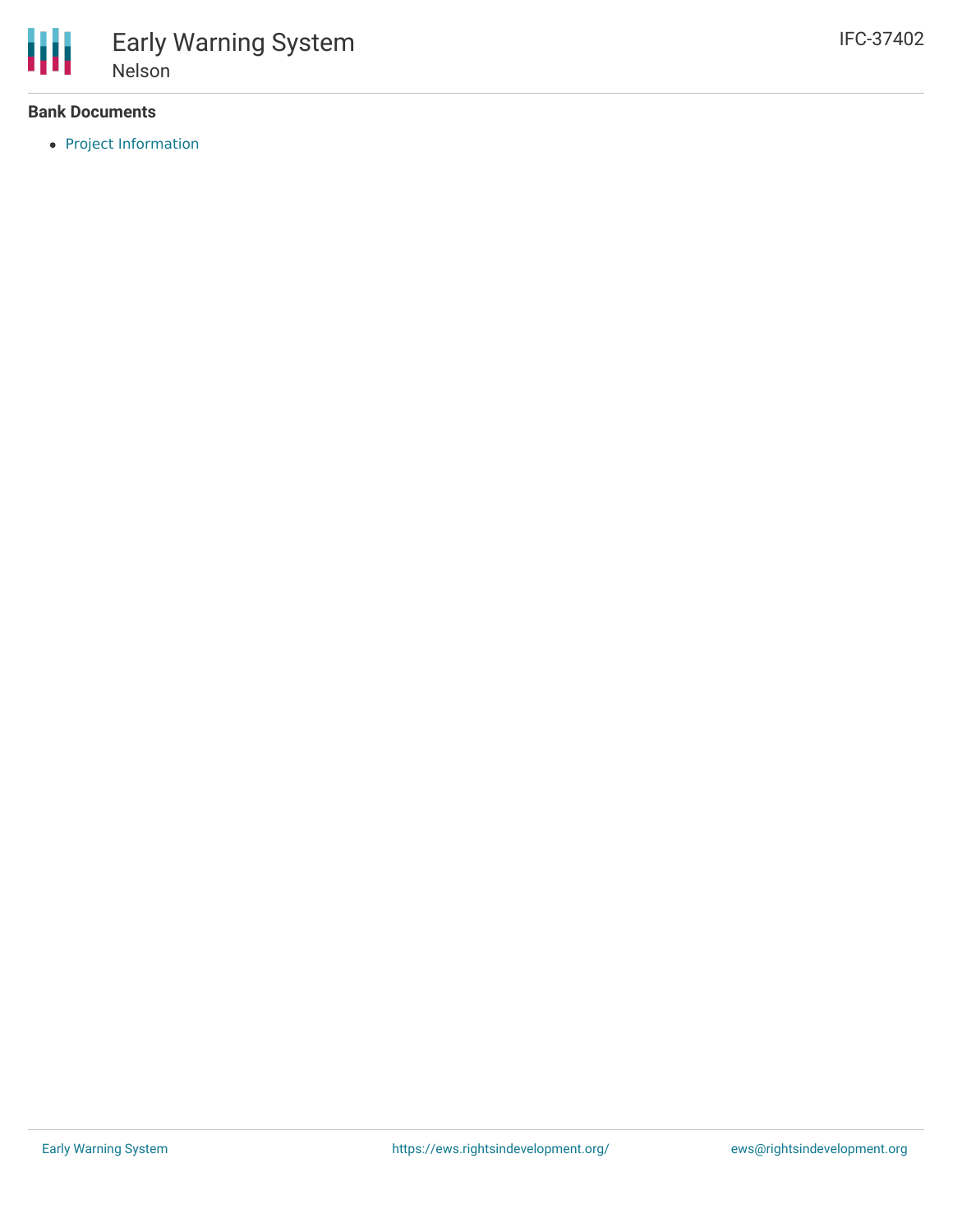**Bank Documents**

- Project Information